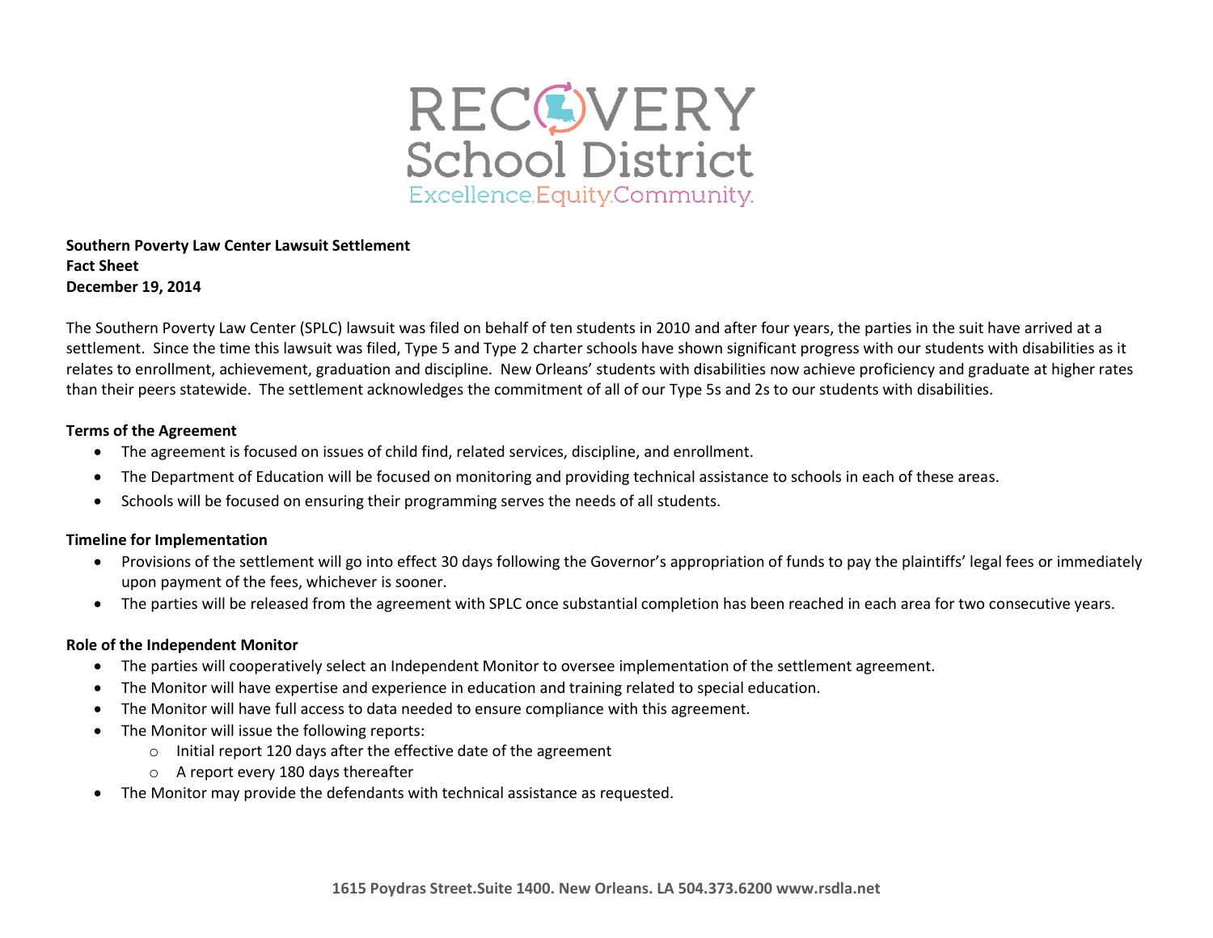RECOVERY School District
Excellence.Equity.Community.

**Southern Poverty Law Center Lawsuit Settlement**
**Fact Sheet**
**December 19, 2014**

The Southern Poverty Law Center (SPLC) lawsuit was filed on behalf of ten students in 2010 and after four years, the parties in the suit have arrived at a settlement. Since the time this lawsuit was filed, Type 5 and Type 2 charter schools have shown significant progress with our students with disabilities as it relates to enrollment, achievement, graduation and discipline. New Orleans' students with disabilities now achieve proficiency and graduate at higher rates than their peers statewide. The settlement acknowledges the commitment of all of our Type 5s and 2s to our students with disabilities.

**Terms of the Agreement**

- The agreement is focused on issues of child find, related services, discipline, and enrollment.
- The Department of Education will be focused on monitoring and providing technical assistance to schools in each of these areas.
- Schools will be focused on ensuring their programming serves the needs of all students.

**Timeline for Implementation**

- Provisions of the settlement will go into effect 30 days following the Governor's appropriation of funds to pay the plaintiffs' legal fees or immediately upon payment of the fees, whichever is sooner.
- The parties will be released from the agreement with SPLC once substantial completion has been reached in each area for two consecutive years.

**Role of the Independent Monitor**

- The parties will cooperatively select an Independent Monitor to oversee implementation of the settlement agreement.
- The Monitor will have expertise and experience in education and training related to special education.
- The Monitor will have full access to data needed to ensure compliance with this agreement.
- The Monitor will issue the following reports:
  - Initial report 120 days after the effective date of the agreement
  - A report every 180 days thereafter
- The Monitor may provide the defendants with technical assistance as requested.

**1615 Poydras Street.Suite 1400. New Orleans. LA 504.373.6200 www.rsdla.net**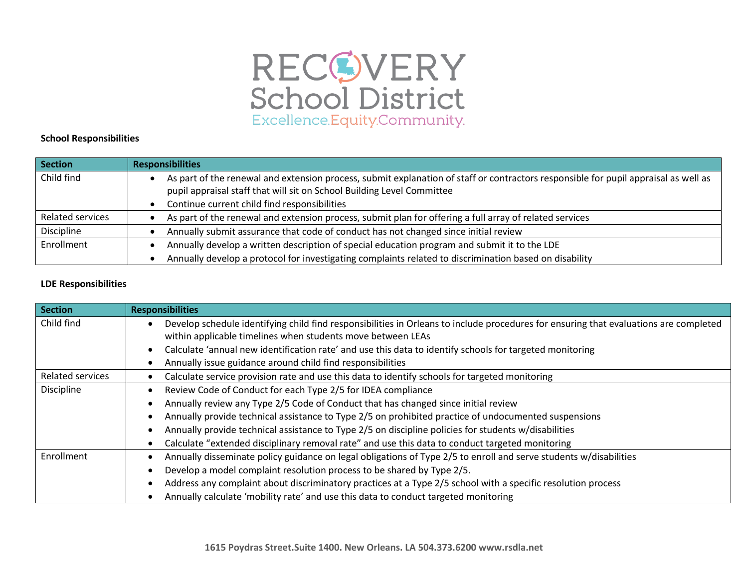**School Responsibilities**

| Section | Responsibilities |
|---|---|
| Child find | • As part of the renewal and extension process, submit explanation of staff or contractors responsible for pupil appraisal as well as pupil appraisal staff that will sit on School Building Level Committee<br>• Continue current child find responsibilities |
| Related services | • As part of the renewal and extension process, submit plan for offering a full array of related services |
| Discipline | • Annually submit assurance that code of conduct has not changed since initial review |
| Enrollment | • Annually develop a written description of special education program and submit it to the LDE<br>• Annually develop a protocol for investigating complaints related to discrimination based on disability |

**LDE Responsibilities**

| Section | Responsibilities |
|---|---|
| Child find | • Develop schedule identifying child find responsibilities in Orleans to include procedures for ensuring that evaluations are completed within applicable timelines when students move between LEAs<br>• Calculate 'annual new identification rate' and use this data to identify schools for targeted monitoring<br>• Annually issue guidance around child find responsibilities |
| Related services | • Calculate service provision rate and use this data to identify schools for targeted monitoring |
| Discipline | • Review Code of Conduct for each Type 2/5 for IDEA compliance<br>• Annually review any Type 2/5 Code of Conduct that has changed since initial review<br>• Annually provide technical assistance to Type 2/5 on prohibited practice of undocumented suspensions<br>• Annually provide technical assistance to Type 2/5 on discipline policies for students w/disabilities<br>• Calculate "extended disciplinary removal rate" and use this data to conduct targeted monitoring |
| Enrollment | • Annually disseminate policy guidance on legal obligations of Type 2/5 to enroll and serve students w/disabilities<br>• Develop a model complaint resolution process to be shared by Type 2/5.<br>• Address any complaint about discriminatory practices at a Type 2/5 school with a specific resolution process<br>• Annually calculate 'mobility rate' and use this data to conduct targeted monitoring |